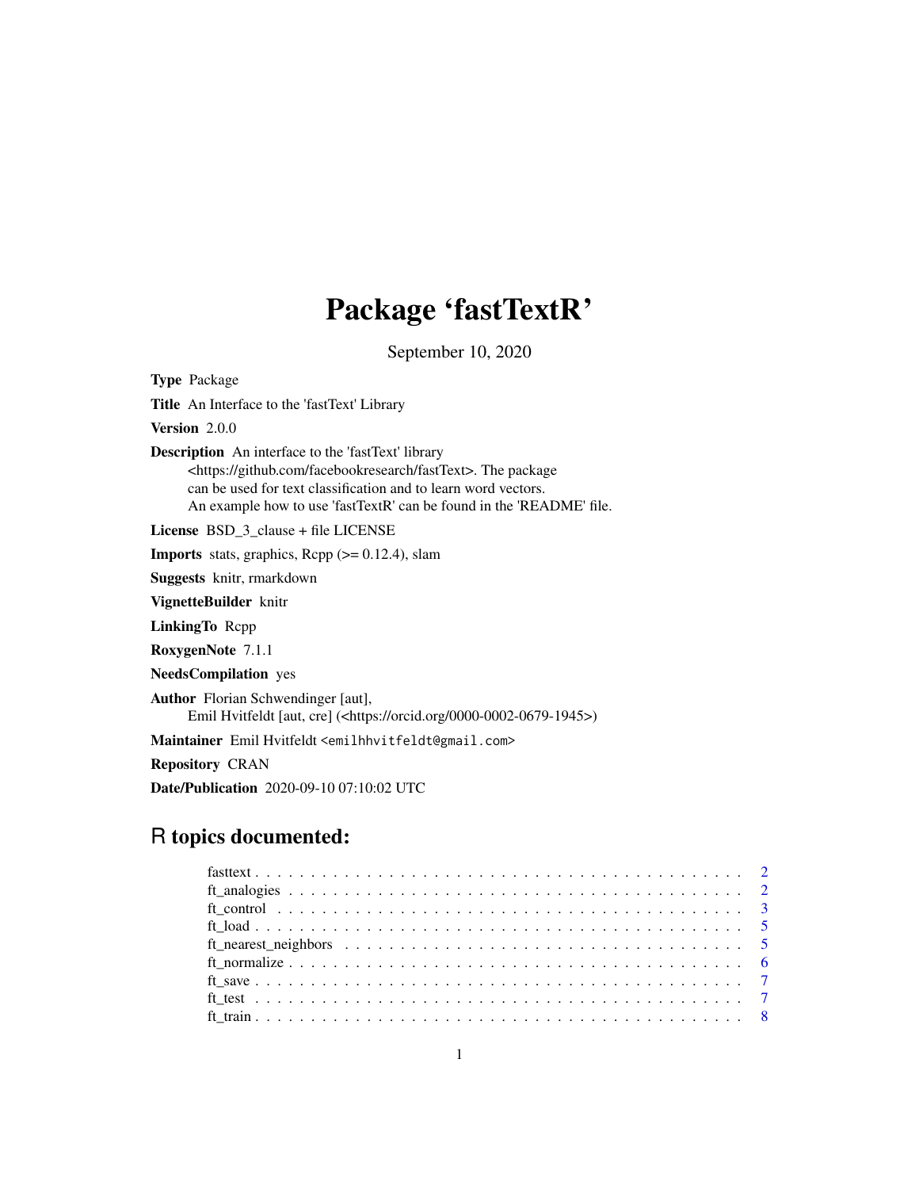# Package 'fastTextR'

September 10, 2020

**Type** Package

**Title** An Interface to the 'fastText' Library

**Version** 2.0.0

**Description** An interface to the 'fastText' library <https://github.com/facebookresearch/fastText>. The package can be used for text classification and to learn word vectors. An example how to use 'fastTextR' can be found in the 'README' file.

**License** BSD_3_clause + file LICENSE

**Imports** stats, graphics, Rcpp (>= 0.12.4), slam

**Suggests** knitr, rmarkdown

**VignetteBuilder** knitr

**LinkingTo** Rcpp

**RoxygenNote** 7.1.1

**NeedsCompilation** yes

**Author** Florian Schwendinger [aut], Emil Hvitfeldt [aut, cre] (<https://orcid.org/0000-0002-0679-1945>)

**Maintainer** Emil Hvitfeldt <emilhhvitfeldt@gmail.com>

**Repository** CRAN

**Date/Publication** 2020-09-10 07:10:02 UTC

## R topics documented:

- fasttext . . . . . . . . . . . . . . . . . . . . . . . . . . . . . . . . . . . . . . . . . . . 2
- ft_analogies . . . . . . . . . . . . . . . . . . . . . . . . . . . . . . . . . . . . . . . . 2
- ft_control . . . . . . . . . . . . . . . . . . . . . . . . . . . . . . . . . . . . . . . . . 3
- ft_load . . . . . . . . . . . . . . . . . . . . . . . . . . . . . . . . . . . . . . . . . . 5
- ft_nearest_neighbors . . . . . . . . . . . . . . . . . . . . . . . . . . . . . . . . . . . 5
- ft_normalize . . . . . . . . . . . . . . . . . . . . . . . . . . . . . . . . . . . . . . . 6
- ft_save . . . . . . . . . . . . . . . . . . . . . . . . . . . . . . . . . . . . . . . . . . 7
- ft_test . . . . . . . . . . . . . . . . . . . . . . . . . . . . . . . . . . . . . . . . . . 7
- ft_train . . . . . . . . . . . . . . . . . . . . . . . . . . . . . . . . . . . . . . . . . . 8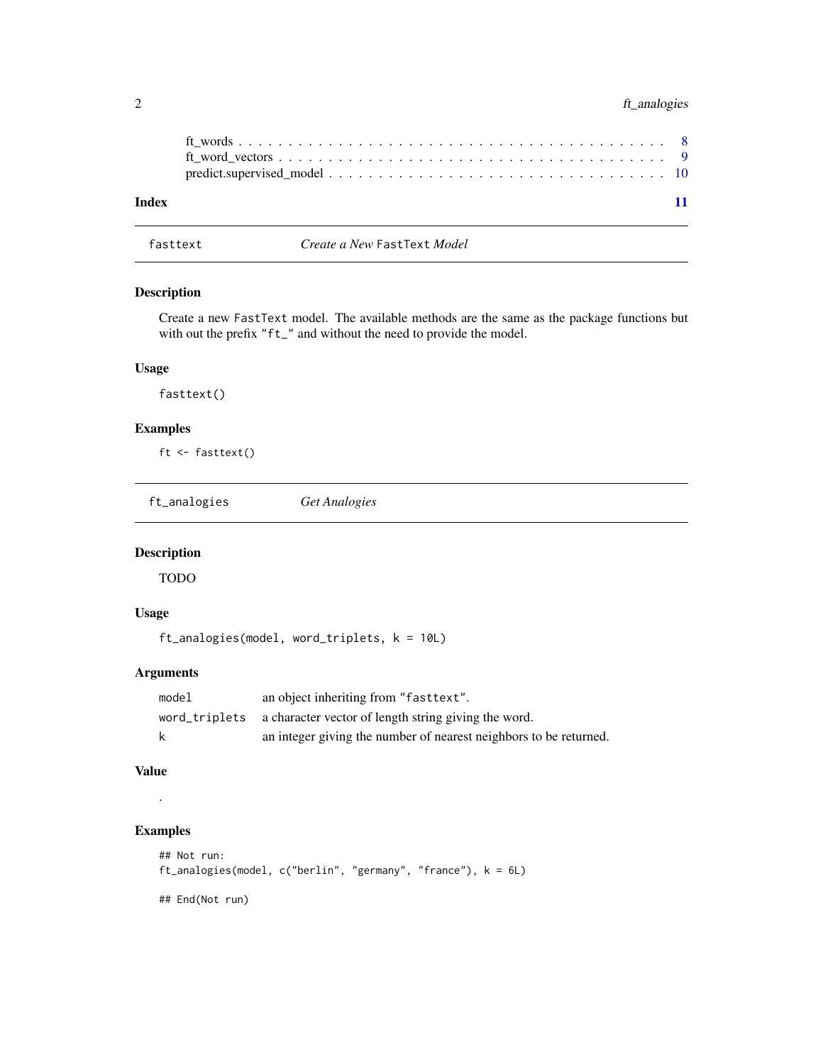ft_words . . . . . . . . . . . . . . . . . . . . . . . . . . . . . . . . . . . . . . . . . 8
ft_word_vectors . . . . . . . . . . . . . . . . . . . . . . . . . . . . . . . . . . . . . . 9
predict.supervised_model . . . . . . . . . . . . . . . . . . . . . . . . . . . . . . . . . 10

**Index** **11**

---

## fasttext — *Create a New* FastText *Model*

### Description

Create a new FastText model. The available methods are the same as the package functions but with out the prefix "ft_" and without the need to provide the model.

### Usage

```
fasttext()
```

### Examples

```
ft <- fasttext()
```

---

## ft_analogies — *Get Analogies*

### Description

TODO

### Usage

```
ft_analogies(model, word_triplets, k = 10L)
```

### Arguments

| | |
|---|---|
| model | an object inheriting from "fasttext". |
| word_triplets | a character vector of length string giving the word. |
| k | an integer giving the number of nearest neighbors to be returned. |

### Value

.

### Examples

```
## Not run:
ft_analogies(model, c("berlin", "germany", "france"), k = 6L)

## End(Not run)
```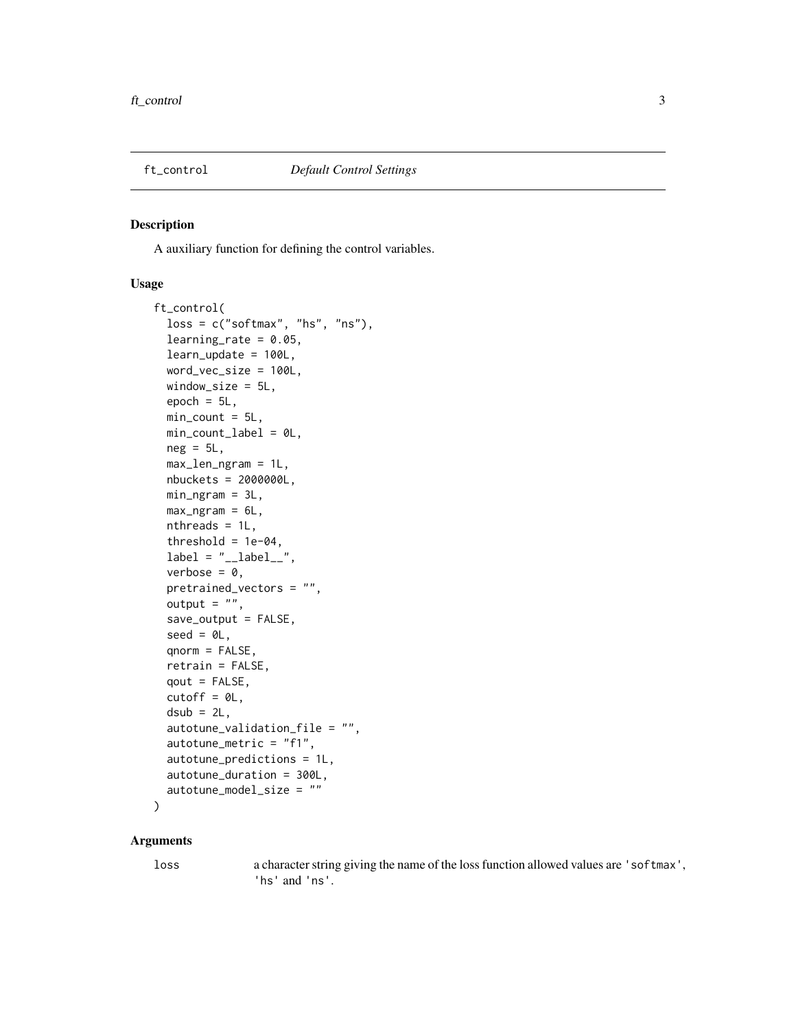## ft_control *Default Control Settings*

### Description

A auxiliary function for defining the control variables.

### Usage

```
ft_control(
  loss = c("softmax", "hs", "ns"),
  learning_rate = 0.05,
  learn_update = 100L,
  word_vec_size = 100L,
  window_size = 5L,
  epoch = 5L,
  min_count = 5L,
  min_count_label = 0L,
  neg = 5L,
  max_len_ngram = 1L,
  nbuckets = 2000000L,
  min_ngram = 3L,
  max_ngram = 6L,
  nthreads = 1L,
  threshold = 1e-04,
  label = "__label__",
  verbose = 0,
  pretrained_vectors = "",
  output = "",
  save_output = FALSE,
  seed = 0L,
  qnorm = FALSE,
  retrain = FALSE,
  qout = FALSE,
  cutoff = 0L,
  dsub = 2L,
  autotune_validation_file = "",
  autotune_metric = "f1",
  autotune_predictions = 1L,
  autotune_duration = 300L,
  autotune_model_size = ""
)
```

### Arguments

`loss` a character string giving the name of the loss function allowed values are 'softmax', 'hs' and 'ns'.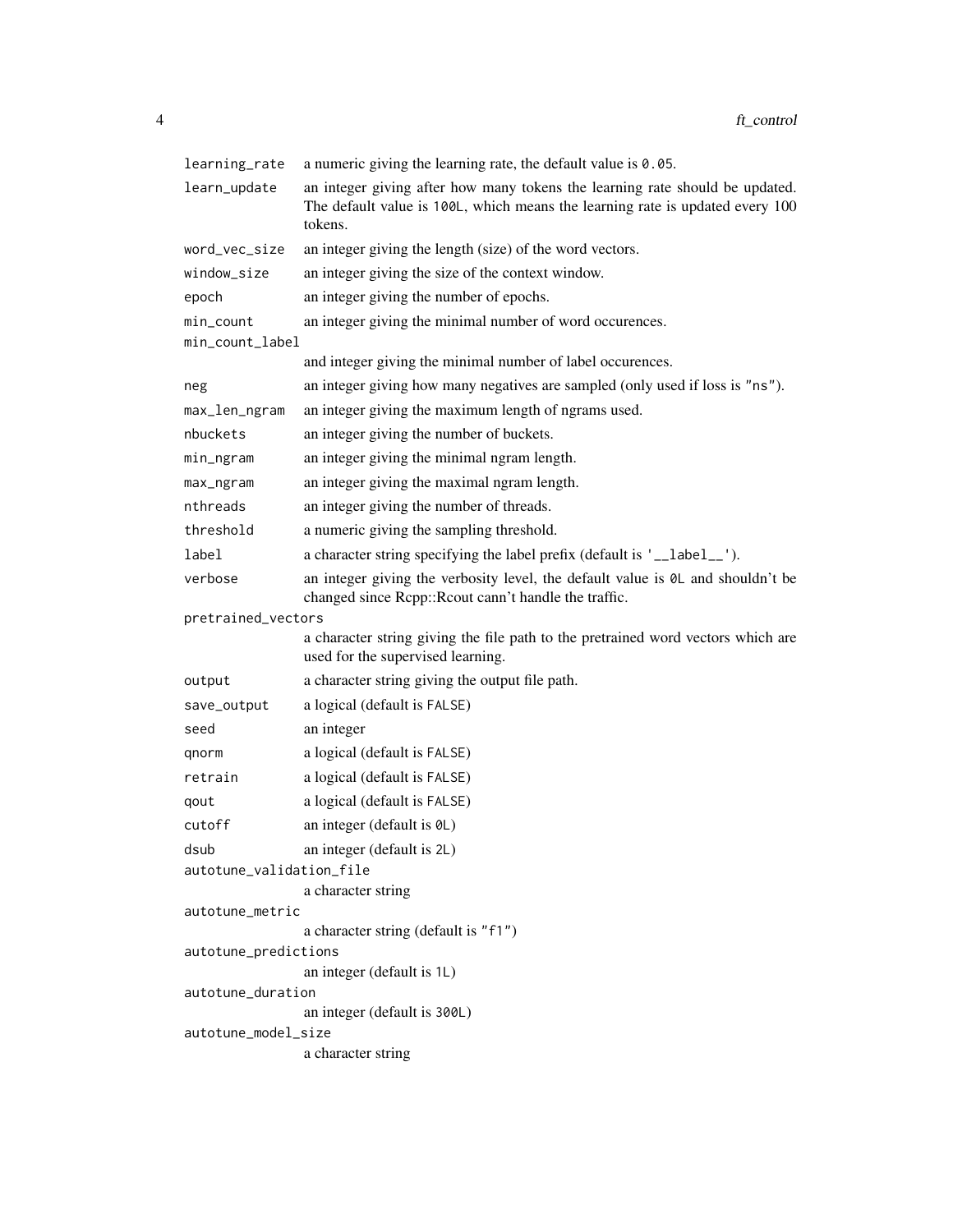| | |
|---|---|
| `learning_rate` | a numeric giving the learning rate, the default value is `0.05`. |
| `learn_update` | an integer giving after how many tokens the learning rate should be updated. The default value is `100L`, which means the learning rate is updated every 100 tokens. |
| `word_vec_size` | an integer giving the length (size) of the word vectors. |
| `window_size` | an integer giving the size of the context window. |
| `epoch` | an integer giving the number of epochs. |
| `min_count` | an integer giving the minimal number of word occurences. |
| `min_count_label` | and integer giving the minimal number of label occurences. |
| `neg` | an integer giving how many negatives are sampled (only used if loss is `"ns"`). |
| `max_len_ngram` | an integer giving the maximum length of ngrams used. |
| `nbuckets` | an integer giving the number of buckets. |
| `min_ngram` | an integer giving the minimal ngram length. |
| `max_ngram` | an integer giving the maximal ngram length. |
| `nthreads` | an integer giving the number of threads. |
| `threshold` | a numeric giving the sampling threshold. |
| `label` | a character string specifying the label prefix (default is `'__label__'`). |
| `verbose` | an integer giving the verbosity level, the default value is `0L` and shouldn't be changed since Rcpp::Rcout cann't handle the traffic. |
| `pretrained_vectors` | a character string giving the file path to the pretrained word vectors which are used for the supervised learning. |
| `output` | a character string giving the output file path. |
| `save_output` | a logical (default is `FALSE`) |
| `seed` | an integer |
| `qnorm` | a logical (default is `FALSE`) |
| `retrain` | a logical (default is `FALSE`) |
| `qout` | a logical (default is `FALSE`) |
| `cutoff` | an integer (default is `0L`) |
| `dsub` | an integer (default is `2L`) |
| `autotune_validation_file` | a character string |
| `autotune_metric` | a character string (default is `"f1"`) |
| `autotune_predictions` | an integer (default is `1L`) |
| `autotune_duration` | an integer (default is `300L`) |
| `autotune_model_size` | a character string |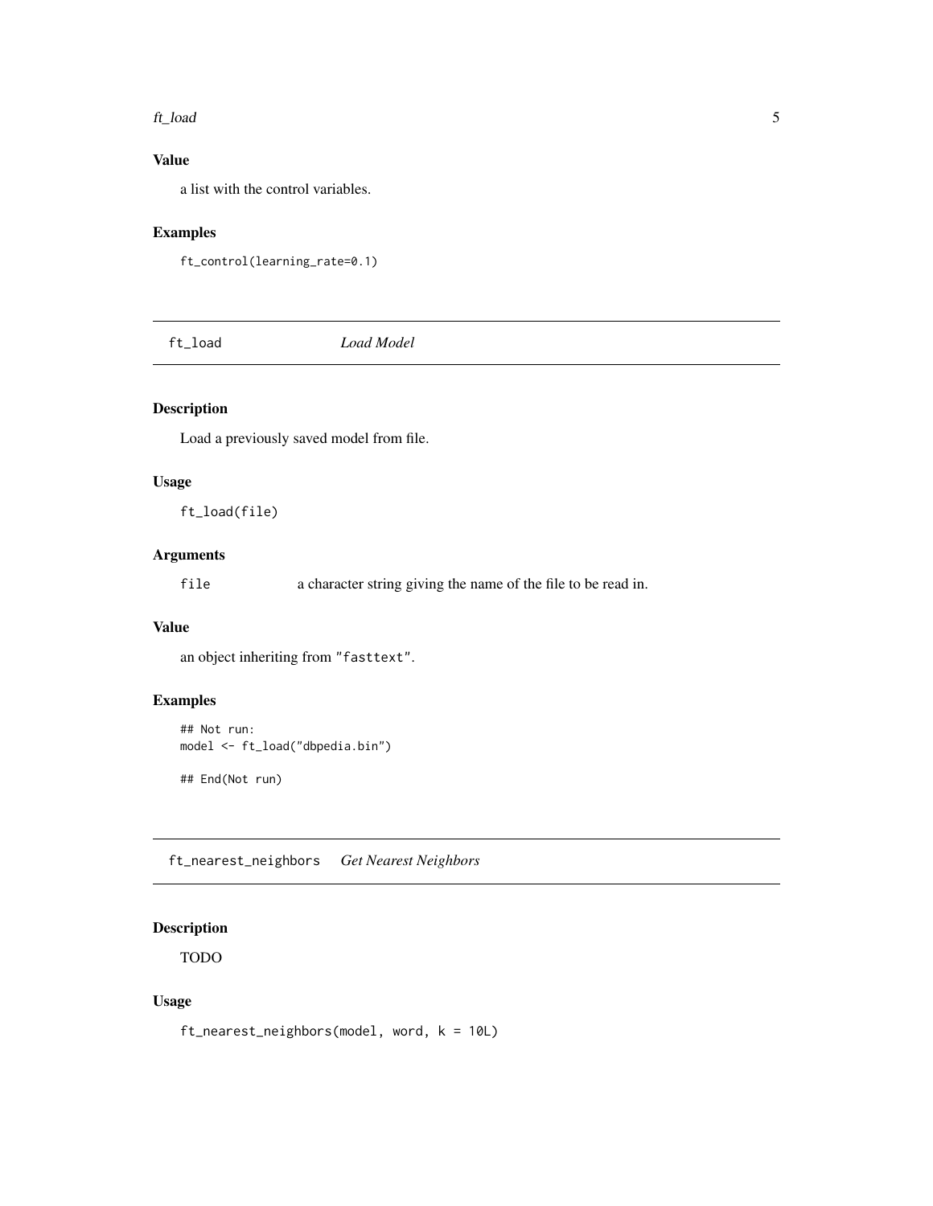### Value

a list with the control variables.

### Examples

```
ft_control(learning_rate=0.1)
```

---

## ft_load *Load Model*

---

### Description

Load a previously saved model from file.

### Usage

```
ft_load(file)
```

### Arguments

| | |
|---|---|
| `file` | a character string giving the name of the file to be read in. |

### Value

an object inheriting from "fasttext".

### Examples

```
## Not run:
model <- ft_load("dbpedia.bin")

## End(Not run)
```

---

## ft_nearest_neighbors *Get Nearest Neighbors*

---

### Description

TODO

### Usage

```
ft_nearest_neighbors(model, word, k = 10L)
```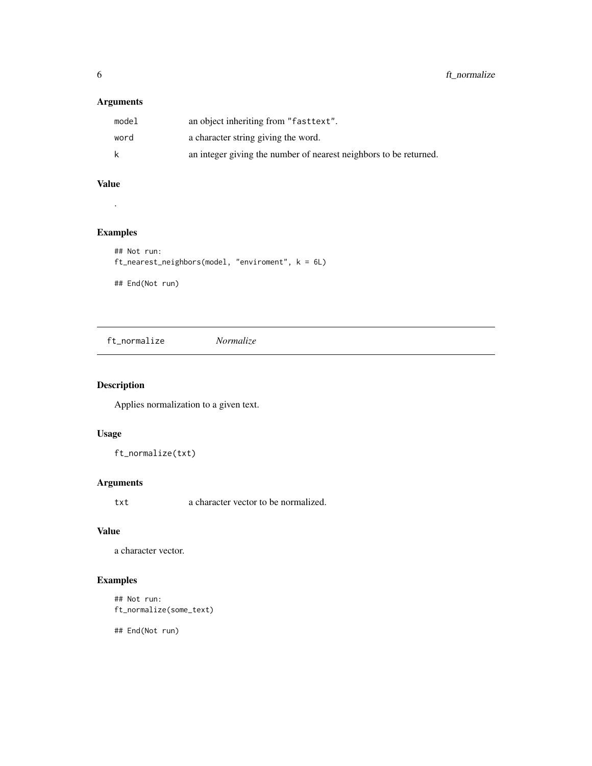### Arguments

| | |
|---|---|
| `model` | an object inheriting from "fasttext". |
| `word` | a character string giving the word. |
| `k` | an integer giving the number of nearest neighbors to be returned. |

### Value

.

### Examples

```
## Not run:
ft_nearest_neighbors(model, "enviroment", k = 6L)

## End(Not run)
```

---

## ft_normalize    *Normalize*

---

### Description

Applies normalization to a given text.

### Usage

```
ft_normalize(txt)
```

### Arguments

| | |
|---|---|
| `txt` | a character vector to be normalized. |

### Value

a character vector.

### Examples

```
## Not run:
ft_normalize(some_text)

## End(Not run)
```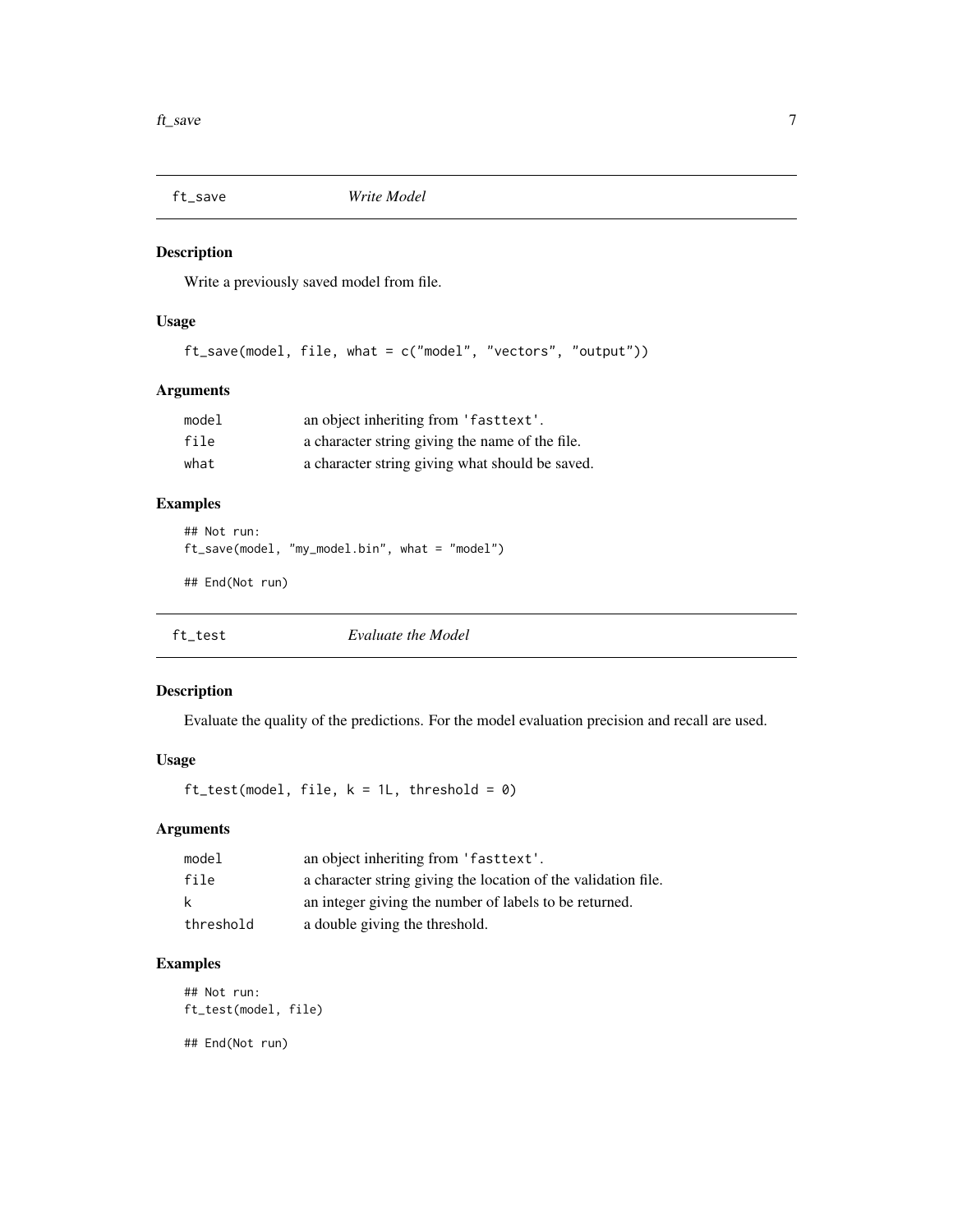## ft_save — *Write Model*

### Description

Write a previously saved model from file.

### Usage

```
ft_save(model, file, what = c("model", "vectors", "output"))
```

### Arguments

| | |
|---|---|
| `model` | an object inheriting from 'fasttext'. |
| `file` | a character string giving the name of the file. |
| `what` | a character string giving what should be saved. |

### Examples

```
## Not run:
ft_save(model, "my_model.bin", what = "model")

## End(Not run)
```

## ft_test — *Evaluate the Model*

### Description

Evaluate the quality of the predictions. For the model evaluation precision and recall are used.

### Usage

```
ft_test(model, file, k = 1L, threshold = 0)
```

### Arguments

| | |
|---|---|
| `model` | an object inheriting from 'fasttext'. |
| `file` | a character string giving the location of the validation file. |
| `k` | an integer giving the number of labels to be returned. |
| `threshold` | a double giving the threshold. |

### Examples

```
## Not run:
ft_test(model, file)

## End(Not run)
```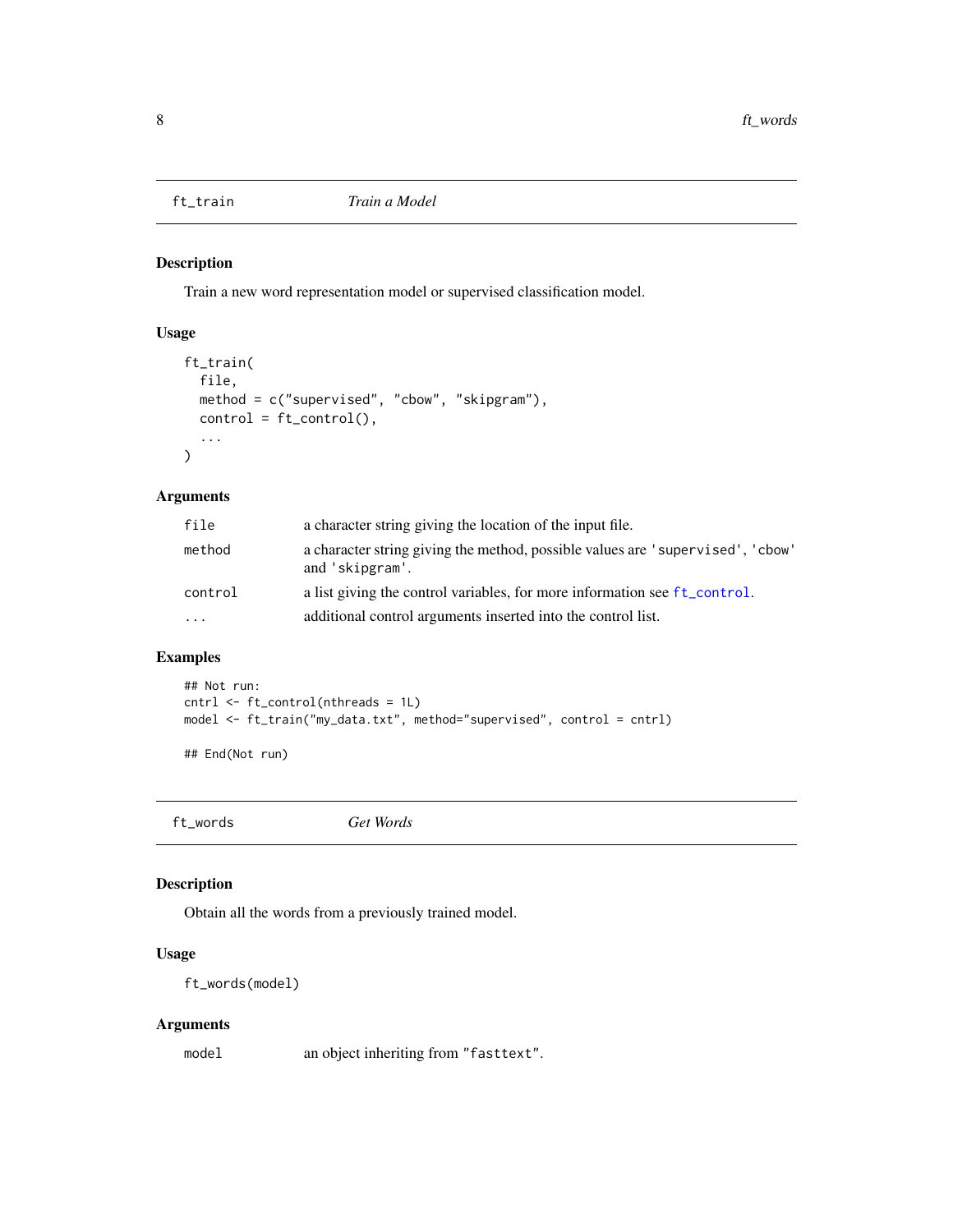## ft_train — *Train a Model*

### Description

Train a new word representation model or supervised classification model.

### Usage

```
ft_train(
  file,
  method = c("supervised", "cbow", "skipgram"),
  control = ft_control(),
  ...
)
```

### Arguments

| | |
|---|---|
| `file` | a character string giving the location of the input file. |
| `method` | a character string giving the method, possible values are `'supervised'`, `'cbow'` and `'skipgram'`. |
| `control` | a list giving the control variables, for more information see `ft_control`. |
| `...` | additional control arguments inserted into the control list. |

### Examples

```
## Not run:
cntrl <- ft_control(nthreads = 1L)
model <- ft_train("my_data.txt", method="supervised", control = cntrl)

## End(Not run)
```

## ft_words — *Get Words*

### Description

Obtain all the words from a previously trained model.

### Usage

```
ft_words(model)
```

### Arguments

| | |
|---|---|
| `model` | an object inheriting from `"fasttext"`. |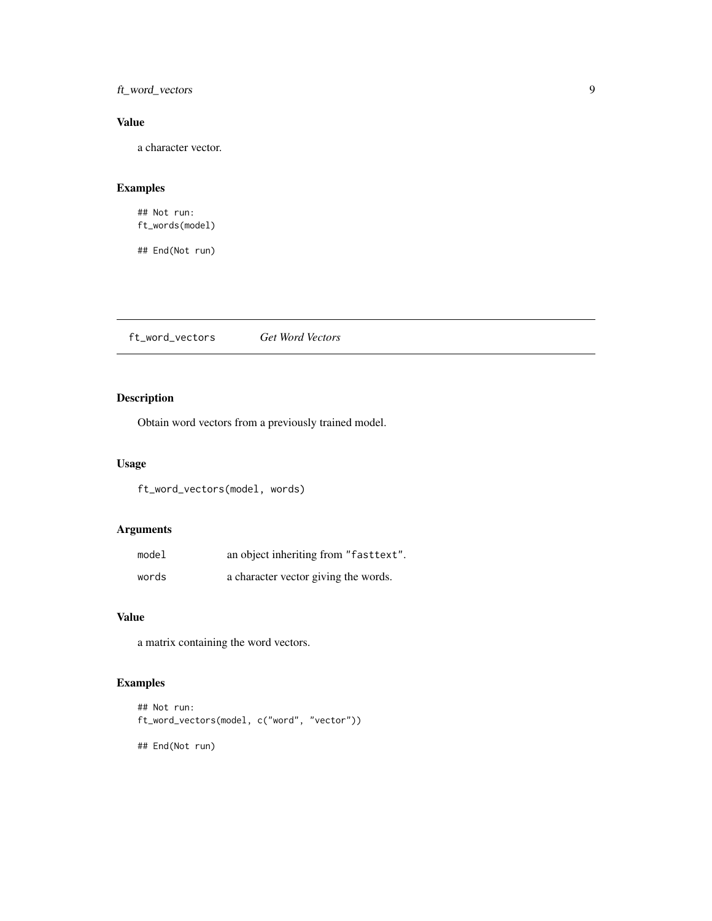### Value

a character vector.

### Examples

```
## Not run:
ft_words(model)

## End(Not run)
```

---

## ft_word_vectors *Get Word Vectors*

---

### Description

Obtain word vectors from a previously trained model.

### Usage

```
ft_word_vectors(model, words)
```

### Arguments

| | |
|---|---|
| `model` | an object inheriting from `"fasttext"`. |
| `words` | a character vector giving the words. |

### Value

a matrix containing the word vectors.

### Examples

```
## Not run:
ft_word_vectors(model, c("word", "vector"))

## End(Not run)
```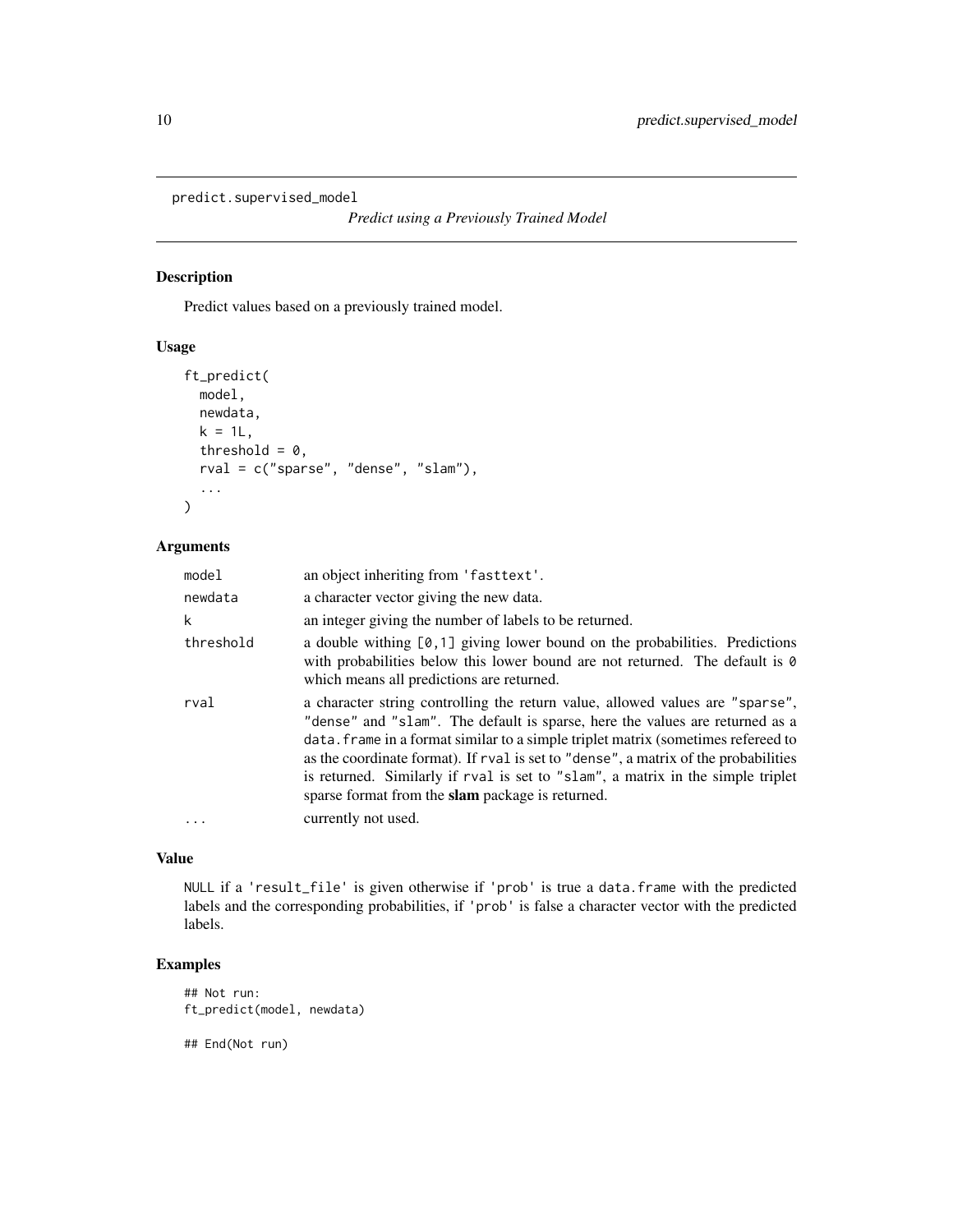```
predict.supervised_model
```

*Predict using a Previously Trained Model*

## Description

Predict values based on a previously trained model.

## Usage

```
ft_predict(
  model,
  newdata,
  k = 1L,
  threshold = 0,
  rval = c("sparse", "dense", "slam"),
  ...
)
```

## Arguments

| | |
|---|---|
| `model` | an object inheriting from `'fasttext'`. |
| `newdata` | a character vector giving the new data. |
| `k` | an integer giving the number of labels to be returned. |
| `threshold` | a double withing `[0,1]` giving lower bound on the probabilities. Predictions with probabilities below this lower bound are not returned. The default is `0` which means all predictions are returned. |
| `rval` | a character string controlling the return value, allowed values are `"sparse"`, `"dense"` and `"slam"`. The default is sparse, here the values are returned as a `data.frame` in a format similar to a simple triplet matrix (sometimes refereed to as the coordinate format). If `rval` is set to `"dense"`, a matrix of the probabilities is returned. Similarly if `rval` is set to `"slam"`, a matrix in the simple triplet sparse format from the **slam** package is returned. |
| `...` | currently not used. |

## Value

`NULL` if a `'result_file'` is given otherwise if `'prob'` is true a `data.frame` with the predicted labels and the corresponding probabilities, if `'prob'` is false a character vector with the predicted labels.

## Examples

```
## Not run:
ft_predict(model, newdata)

## End(Not run)
```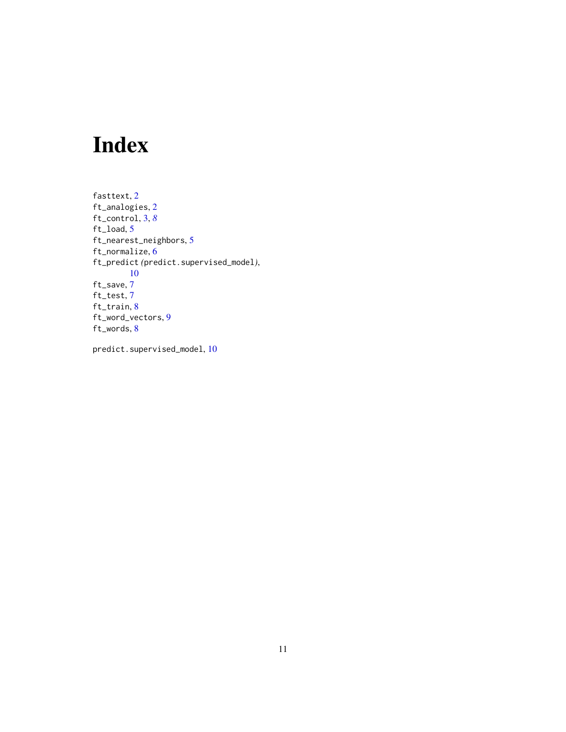# Index

fasttext, 2
ft_analogies, 2
ft_control, 3, *8*
ft_load, 5
ft_nearest_neighbors, 5
ft_normalize, 6
ft_predict *(*predict.supervised_model*)*, 10
ft_save, 7
ft_test, 7
ft_train, 8
ft_word_vectors, 9
ft_words, 8

predict.supervised_model, 10